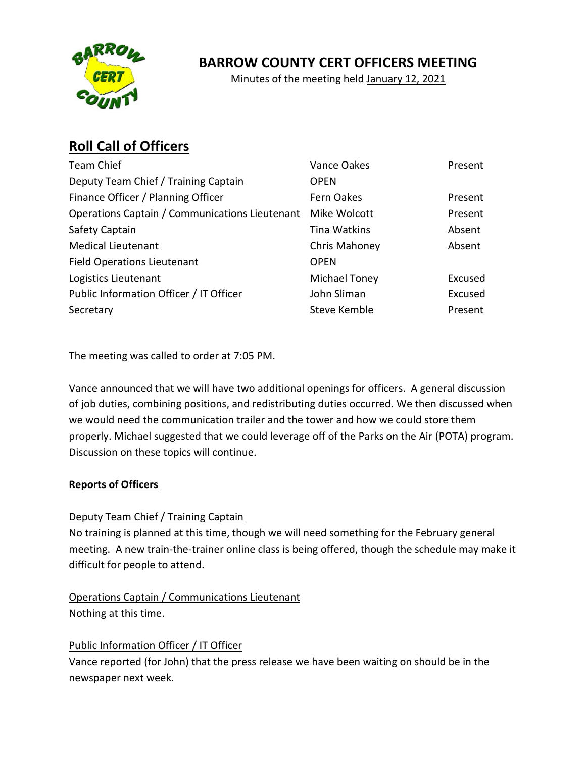# BARROW COUNTY CERT OFFICERS MEETING

Minutes of the meeting held January 12, 2021

## Roll Call of Officers

| | | |
|---|---|---|
| Team Chief | Vance Oakes | Present |
| Deputy Team Chief / Training Captain | OPEN | |
| Finance Officer / Planning Officer | Fern Oakes | Present |
| Operations Captain / Communications Lieutenant | Mike Wolcott | Present |
| Safety Captain | Tina Watkins | Absent |
| Medical Lieutenant | Chris Mahoney | Absent |
| Field Operations Lieutenant | OPEN | |
| Logistics Lieutenant | Michael Toney | Excused |
| Public Information Officer / IT Officer | John Sliman | Excused |
| Secretary | Steve Kemble | Present |

The meeting was called to order at 7:05 PM.

Vance announced that we will have two additional openings for officers. A general discussion of job duties, combining positions, and redistributing duties occurred. We then discussed when we would need the communication trailer and the tower and how we could store them properly. Michael suggested that we could leverage off of the Parks on the Air (POTA) program. Discussion on these topics will continue.

**Reports of Officers**

Deputy Team Chief / Training Captain

No training is planned at this time, though we will need something for the February general meeting. A new train-the-trainer online class is being offered, though the schedule may make it difficult for people to attend.

Operations Captain / Communications Lieutenant

Nothing at this time.

Public Information Officer / IT Officer

Vance reported (for John) that the press release we have been waiting on should be in the newspaper next week.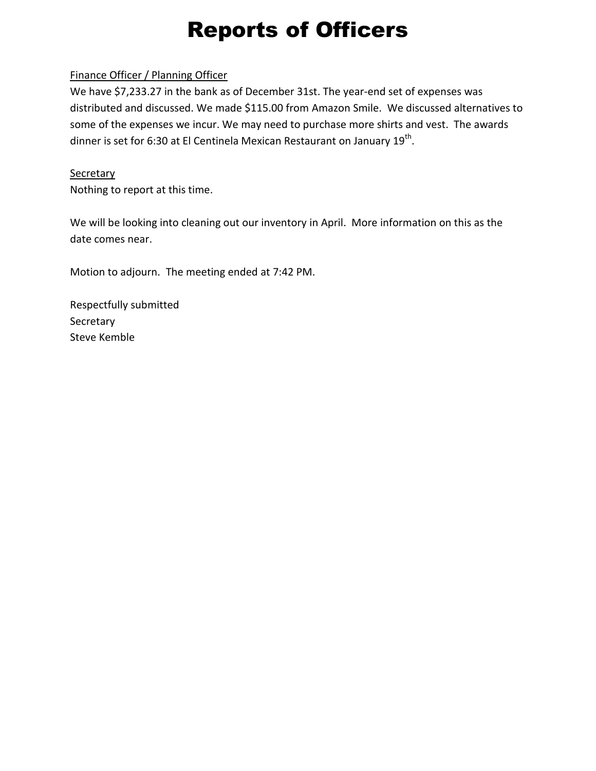# Reports of Officers

Finance Officer / Planning Officer

We have $7,233.27 in the bank as of December 31st. The year-end set of expenses was distributed and discussed. We made $115.00 from Amazon Smile. We discussed alternatives to some of the expenses we incur. We may need to purchase more shirts and vest. The awards dinner is set for 6:30 at El Centinela Mexican Restaurant on January 19th.

Secretary

Nothing to report at this time.

We will be looking into cleaning out our inventory in April. More information on this as the date comes near.

Motion to adjourn. The meeting ended at 7:42 PM.

Respectfully submitted
Secretary
Steve Kemble